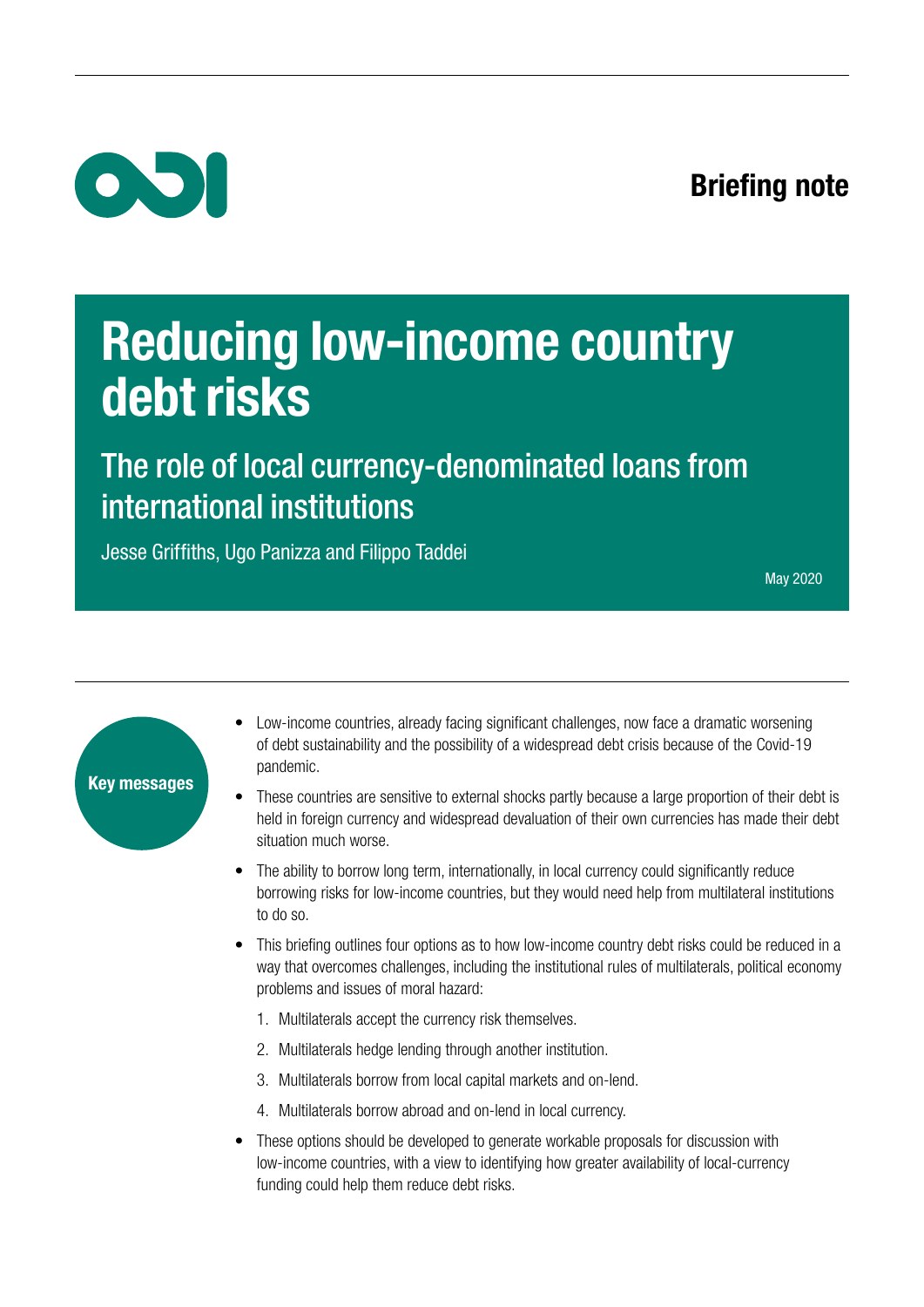Briefing note

# Reducing low-income country debt risks

## The role of local currency-denominated loans from international institutions

Jesse Griffiths, Ugo Panizza and Filippo Taddei

May 2020

**Key messages**

- Low-income countries, already facing significant challenges, now face a dramatic worsening of debt sustainability and the possibility of a widespread debt crisis because of the Covid-19 pandemic.
- These countries are sensitive to external shocks partly because a large proportion of their debt is held in foreign currency and widespread devaluation of their own currencies has made their debt situation much worse.
- The ability to borrow long term, internationally, in local currency could significantly reduce borrowing risks for low-income countries, but they would need help from multilateral institutions to do so.
- This briefing outlines four options as to how low-income country debt risks could be reduced in a way that overcomes challenges, including the institutional rules of multilaterals, political economy problems and issues of moral hazard:
  1. Multilaterals accept the currency risk themselves.
  2. Multilaterals hedge lending through another institution.
  3. Multilaterals borrow from local capital markets and on-lend.
  4. Multilaterals borrow abroad and on-lend in local currency.
- These options should be developed to generate workable proposals for discussion with low-income countries, with a view to identifying how greater availability of local-currency funding could help them reduce debt risks.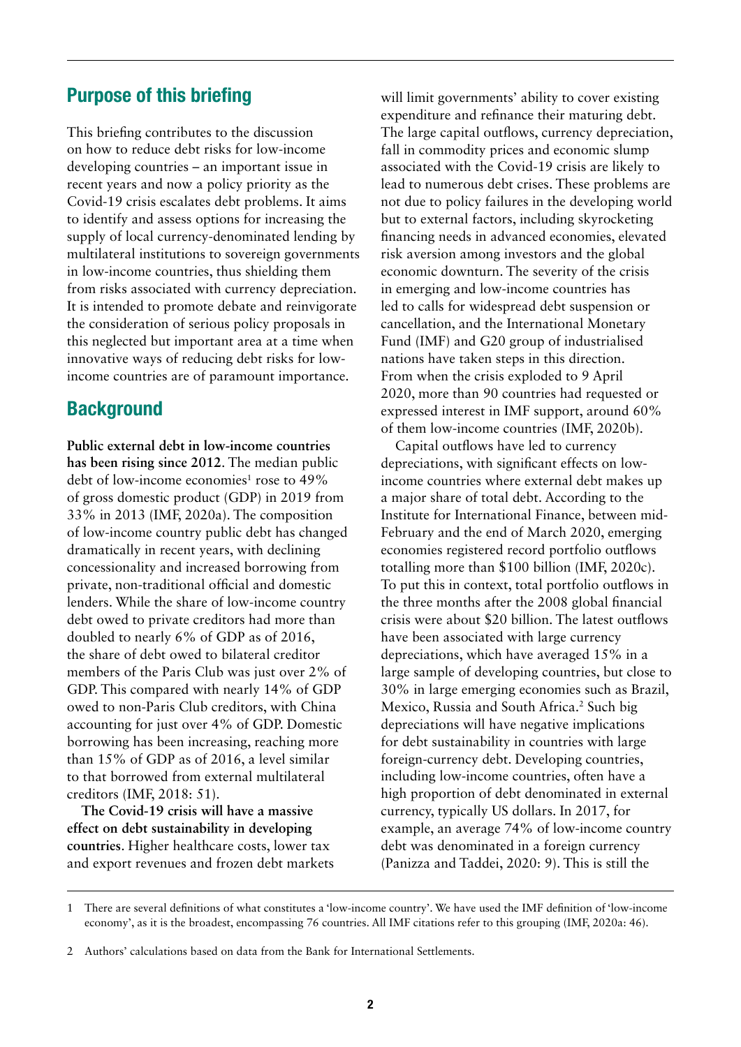## Purpose of this briefing

This briefing contributes to the discussion on how to reduce debt risks for low-income developing countries – an important issue in recent years and now a policy priority as the Covid-19 crisis escalates debt problems. It aims to identify and assess options for increasing the supply of local currency-denominated lending by multilateral institutions to sovereign governments in low-income countries, thus shielding them from risks associated with currency depreciation. It is intended to promote debate and reinvigorate the consideration of serious policy proposals in this neglected but important area at a time when innovative ways of reducing debt risks for low-income countries are of paramount importance.

## Background

**Public external debt in low-income countries has been rising since 2012**. The median public debt of low-income economies[1] rose to 49% of gross domestic product (GDP) in 2019 from 33% in 2013 (IMF, 2020a). The composition of low-income country public debt has changed dramatically in recent years, with declining concessionality and increased borrowing from private, non-traditional official and domestic lenders. While the share of low-income country debt owed to private creditors had more than doubled to nearly 6% of GDP as of 2016, the share of debt owed to bilateral creditor members of the Paris Club was just over 2% of GDP. This compared with nearly 14% of GDP owed to non-Paris Club creditors, with China accounting for just over 4% of GDP. Domestic borrowing has been increasing, reaching more than 15% of GDP as of 2016, a level similar to that borrowed from external multilateral creditors (IMF, 2018: 51).

**The Covid-19 crisis will have a massive effect on debt sustainability in developing countries**. Higher healthcare costs, lower tax and export revenues and frozen debt markets will limit governments' ability to cover existing expenditure and refinance their maturing debt. The large capital outflows, currency depreciation, fall in commodity prices and economic slump associated with the Covid-19 crisis are likely to lead to numerous debt crises. These problems are not due to policy failures in the developing world but to external factors, including skyrocketing financing needs in advanced economies, elevated risk aversion among investors and the global economic downturn. The severity of the crisis in emerging and low-income countries has led to calls for widespread debt suspension or cancellation, and the International Monetary Fund (IMF) and G20 group of industrialised nations have taken steps in this direction. From when the crisis exploded to 9 April 2020, more than 90 countries had requested or expressed interest in IMF support, around 60% of them low-income countries (IMF, 2020b).

Capital outflows have led to currency depreciations, with significant effects on low-income countries where external debt makes up a major share of total debt. According to the Institute for International Finance, between mid-February and the end of March 2020, emerging economies registered record portfolio outflows totalling more than $100 billion (IMF, 2020c). To put this in context, total portfolio outflows in the three months after the 2008 global financial crisis were about $20 billion. The latest outflows have been associated with large currency depreciations, which have averaged 15% in a large sample of developing countries, but close to 30% in large emerging economies such as Brazil, Mexico, Russia and South Africa.[2] Such big depreciations will have negative implications for debt sustainability in countries with large foreign-currency debt. Developing countries, including low-income countries, often have a high proportion of debt denominated in external currency, typically US dollars. In 2017, for example, an average 74% of low-income country debt was denominated in a foreign currency (Panizza and Taddei, 2020: 9). This is still the

---

1 There are several definitions of what constitutes a 'low-income country'. We have used the IMF definition of 'low-income economy', as it is the broadest, encompassing 76 countries. All IMF citations refer to this grouping (IMF, 2020a: 46).

2 Authors' calculations based on data from the Bank for International Settlements.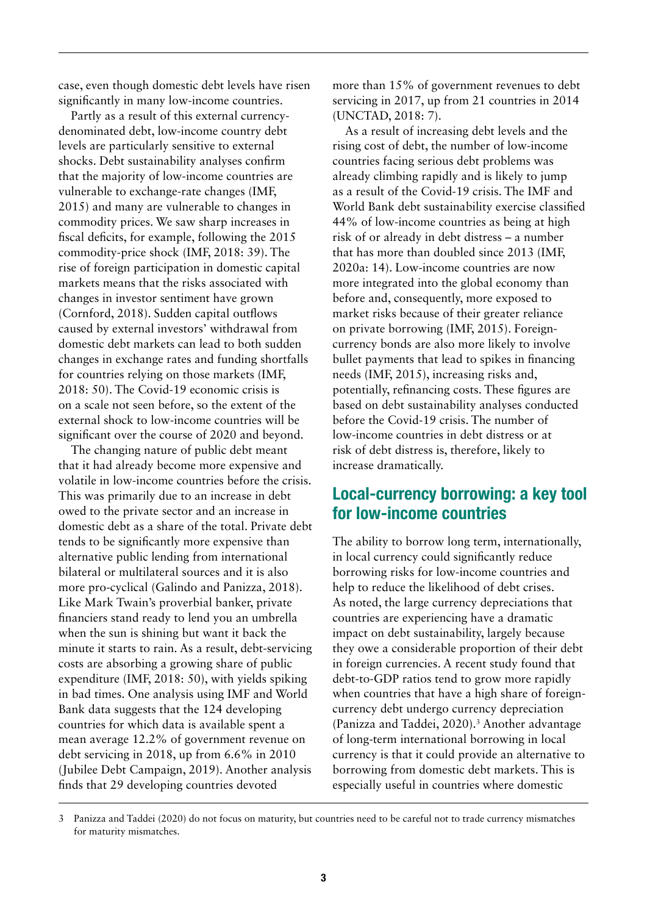case, even though domestic debt levels have risen significantly in many low-income countries.

Partly as a result of this external currency-denominated debt, low-income country debt levels are particularly sensitive to external shocks. Debt sustainability analyses confirm that the majority of low-income countries are vulnerable to exchange-rate changes (IMF, 2015) and many are vulnerable to changes in commodity prices. We saw sharp increases in fiscal deficits, for example, following the 2015 commodity-price shock (IMF, 2018: 39). The rise of foreign participation in domestic capital markets means that the risks associated with changes in investor sentiment have grown (Cornford, 2018). Sudden capital outflows caused by external investors' withdrawal from domestic debt markets can lead to both sudden changes in exchange rates and funding shortfalls for countries relying on those markets (IMF, 2018: 50). The Covid-19 economic crisis is on a scale not seen before, so the extent of the external shock to low-income countries will be significant over the course of 2020 and beyond.

The changing nature of public debt meant that it had already become more expensive and volatile in low-income countries before the crisis. This was primarily due to an increase in debt owed to the private sector and an increase in domestic debt as a share of the total. Private debt tends to be significantly more expensive than alternative public lending from international bilateral or multilateral sources and it is also more pro-cyclical (Galindo and Panizza, 2018). Like Mark Twain's proverbial banker, private financiers stand ready to lend you an umbrella when the sun is shining but want it back the minute it starts to rain. As a result, debt-servicing costs are absorbing a growing share of public expenditure (IMF, 2018: 50), with yields spiking in bad times. One analysis using IMF and World Bank data suggests that the 124 developing countries for which data is available spent a mean average 12.2% of government revenue on debt servicing in 2018, up from 6.6% in 2010 (Jubilee Debt Campaign, 2019). Another analysis finds that 29 developing countries devoted more than 15% of government revenues to debt servicing in 2017, up from 21 countries in 2014 (UNCTAD, 2018: 7).

As a result of increasing debt levels and the rising cost of debt, the number of low-income countries facing serious debt problems was already climbing rapidly and is likely to jump as a result of the Covid-19 crisis. The IMF and World Bank debt sustainability exercise classified 44% of low-income countries as being at high risk of or already in debt distress – a number that has more than doubled since 2013 (IMF, 2020a: 14). Low-income countries are now more integrated into the global economy than before and, consequently, more exposed to market risks because of their greater reliance on private borrowing (IMF, 2015). Foreign-currency bonds are also more likely to involve bullet payments that lead to spikes in financing needs (IMF, 2015), increasing risks and, potentially, refinancing costs. These figures are based on debt sustainability analyses conducted before the Covid-19 crisis. The number of low-income countries in debt distress or at risk of debt distress is, therefore, likely to increase dramatically.

## Local-currency borrowing: a key tool for low-income countries

The ability to borrow long term, internationally, in local currency could significantly reduce borrowing risks for low-income countries and help to reduce the likelihood of debt crises. As noted, the large currency depreciations that countries are experiencing have a dramatic impact on debt sustainability, largely because they owe a considerable proportion of their debt in foreign currencies. A recent study found that debt-to-GDP ratios tend to grow more rapidly when countries that have a high share of foreign-currency debt undergo currency depreciation (Panizza and Taddei, 2020).[3] Another advantage of long-term international borrowing in local currency is that it could provide an alternative to borrowing from domestic debt markets. This is especially useful in countries where domestic

3 Panizza and Taddei (2020) do not focus on maturity, but countries need to be careful not to trade currency mismatches for maturity mismatches.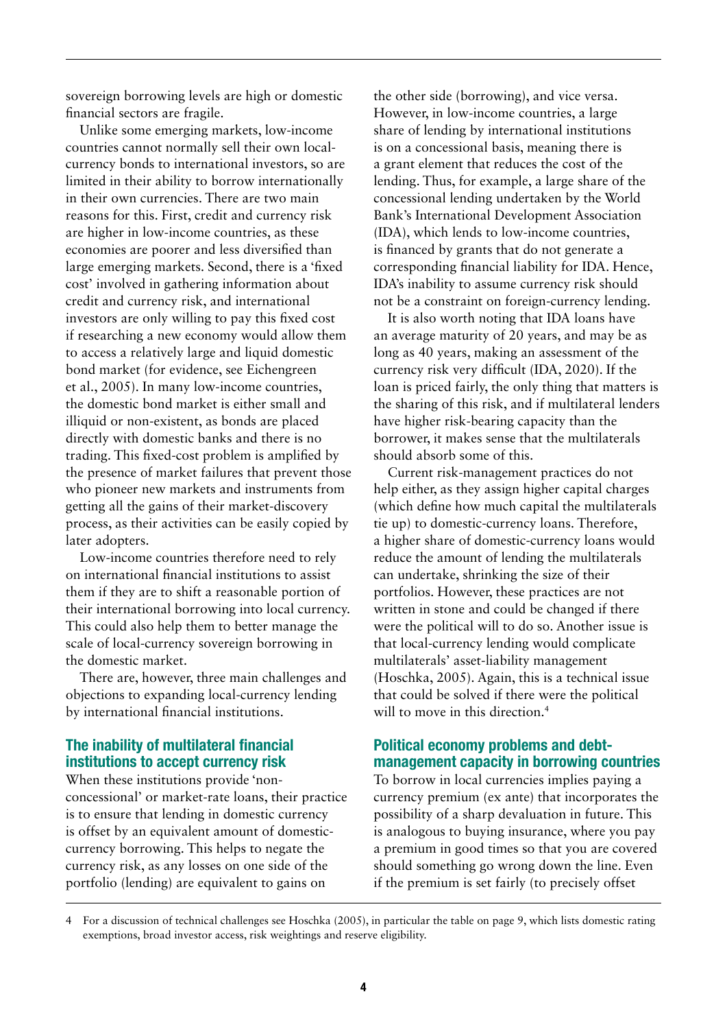sovereign borrowing levels are high or domestic financial sectors are fragile.

Unlike some emerging markets, low-income countries cannot normally sell their own local-currency bonds to international investors, so are limited in their ability to borrow internationally in their own currencies. There are two main reasons for this. First, credit and currency risk are higher in low-income countries, as these economies are poorer and less diversified than large emerging markets. Second, there is a 'fixed cost' involved in gathering information about credit and currency risk, and international investors are only willing to pay this fixed cost if researching a new economy would allow them to access a relatively large and liquid domestic bond market (for evidence, see Eichengreen et al., 2005). In many low-income countries, the domestic bond market is either small and illiquid or non-existent, as bonds are placed directly with domestic banks and there is no trading. This fixed-cost problem is amplified by the presence of market failures that prevent those who pioneer new markets and instruments from getting all the gains of their market-discovery process, as their activities can be easily copied by later adopters.

Low-income countries therefore need to rely on international financial institutions to assist them if they are to shift a reasonable portion of their international borrowing into local currency. This could also help them to better manage the scale of local-currency sovereign borrowing in the domestic market.

There are, however, three main challenges and objections to expanding local-currency lending by international financial institutions.

### The inability of multilateral financial institutions to accept currency risk

When these institutions provide 'non-concessional' or market-rate loans, their practice is to ensure that lending in domestic currency is offset by an equivalent amount of domestic-currency borrowing. This helps to negate the currency risk, as any losses on one side of the portfolio (lending) are equivalent to gains on the other side (borrowing), and vice versa. However, in low-income countries, a large share of lending by international institutions is on a concessional basis, meaning there is a grant element that reduces the cost of the lending. Thus, for example, a large share of the concessional lending undertaken by the World Bank's International Development Association (IDA), which lends to low-income countries, is financed by grants that do not generate a corresponding financial liability for IDA. Hence, IDA's inability to assume currency risk should not be a constraint on foreign-currency lending.

It is also worth noting that IDA loans have an average maturity of 20 years, and may be as long as 40 years, making an assessment of the currency risk very difficult (IDA, 2020). If the loan is priced fairly, the only thing that matters is the sharing of this risk, and if multilateral lenders have higher risk-bearing capacity than the borrower, it makes sense that the multilaterals should absorb some of this.

Current risk-management practices do not help either, as they assign higher capital charges (which define how much capital the multilaterals tie up) to domestic-currency loans. Therefore, a higher share of domestic-currency loans would reduce the amount of lending the multilaterals can undertake, shrinking the size of their portfolios. However, these practices are not written in stone and could be changed if there were the political will to do so. Another issue is that local-currency lending would complicate multilaterals' asset-liability management (Hoschka, 2005). Again, this is a technical issue that could be solved if there were the political will to move in this direction.[4]

### Political economy problems and debt-management capacity in borrowing countries

To borrow in local currencies implies paying a currency premium (ex ante) that incorporates the possibility of a sharp devaluation in future. This is analogous to buying insurance, where you pay a premium in good times so that you are covered should something go wrong down the line. Even if the premium is set fairly (to precisely offset

---

4 For a discussion of technical challenges see Hoschka (2005), in particular the table on page 9, which lists domestic rating exemptions, broad investor access, risk weightings and reserve eligibility.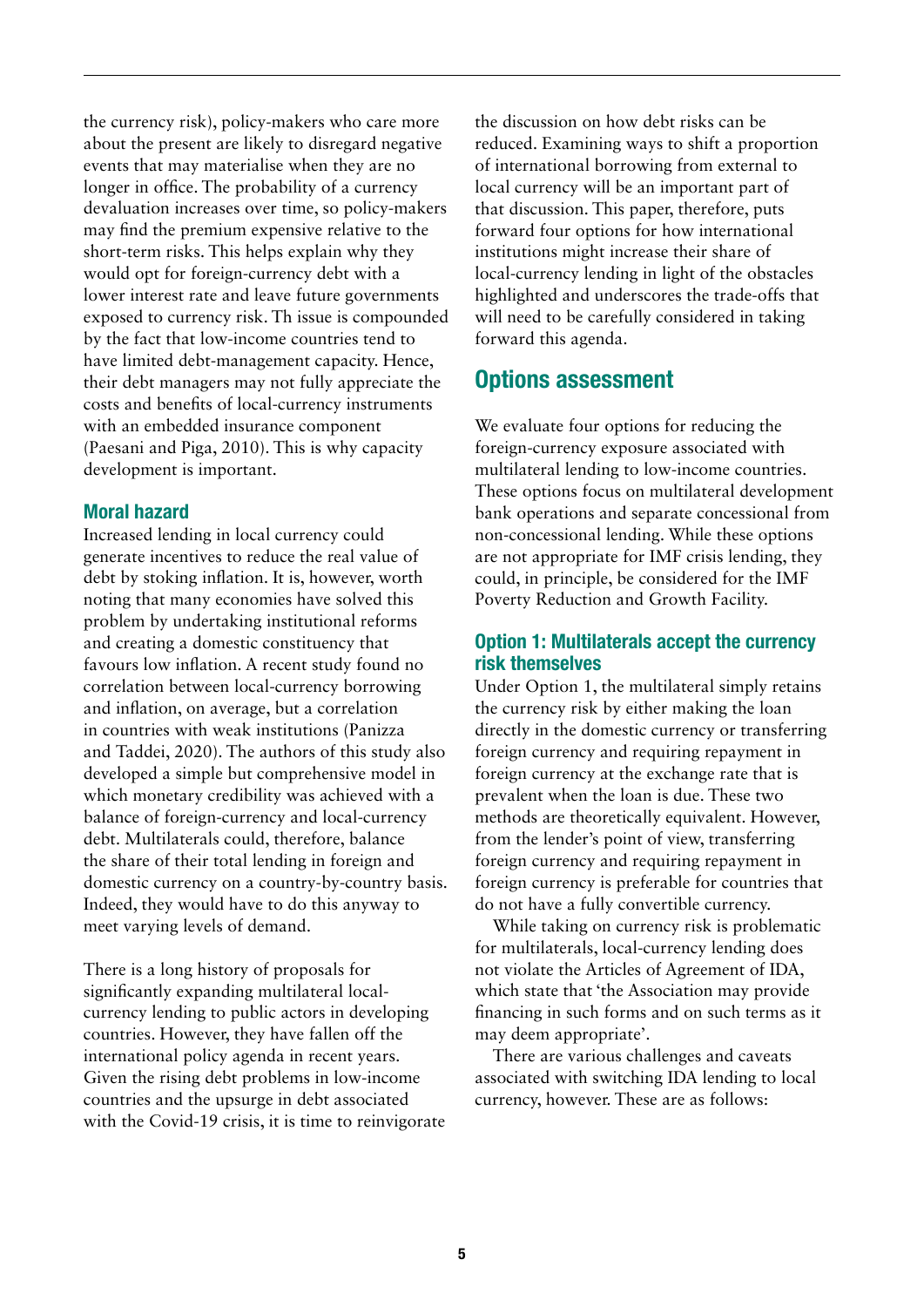the currency risk), policy-makers who care more about the present are likely to disregard negative events that may materialise when they are no longer in office. The probability of a currency devaluation increases over time, so policy-makers may find the premium expensive relative to the short-term risks. This helps explain why they would opt for foreign-currency debt with a lower interest rate and leave future governments exposed to currency risk. Th issue is compounded by the fact that low-income countries tend to have limited debt-management capacity. Hence, their debt managers may not fully appreciate the costs and benefits of local-currency instruments with an embedded insurance component (Paesani and Piga, 2010). This is why capacity development is important.

### Moral hazard

Increased lending in local currency could generate incentives to reduce the real value of debt by stoking inflation. It is, however, worth noting that many economies have solved this problem by undertaking institutional reforms and creating a domestic constituency that favours low inflation. A recent study found no correlation between local-currency borrowing and inflation, on average, but a correlation in countries with weak institutions (Panizza and Taddei, 2020). The authors of this study also developed a simple but comprehensive model in which monetary credibility was achieved with a balance of foreign-currency and local-currency debt. Multilaterals could, therefore, balance the share of their total lending in foreign and domestic currency on a country-by-country basis. Indeed, they would have to do this anyway to meet varying levels of demand.

There is a long history of proposals for significantly expanding multilateral local-currency lending to public actors in developing countries. However, they have fallen off the international policy agenda in recent years. Given the rising debt problems in low-income countries and the upsurge in debt associated with the Covid-19 crisis, it is time to reinvigorate the discussion on how debt risks can be reduced. Examining ways to shift a proportion of international borrowing from external to local currency will be an important part of that discussion. This paper, therefore, puts forward four options for how international institutions might increase their share of local-currency lending in light of the obstacles highlighted and underscores the trade-offs that will need to be carefully considered in taking forward this agenda.

## Options assessment

We evaluate four options for reducing the foreign-currency exposure associated with multilateral lending to low-income countries. These options focus on multilateral development bank operations and separate concessional from non-concessional lending. While these options are not appropriate for IMF crisis lending, they could, in principle, be considered for the IMF Poverty Reduction and Growth Facility.

### Option 1: Multilaterals accept the currency risk themselves

Under Option 1, the multilateral simply retains the currency risk by either making the loan directly in the domestic currency or transferring foreign currency and requiring repayment in foreign currency at the exchange rate that is prevalent when the loan is due. These two methods are theoretically equivalent. However, from the lender's point of view, transferring foreign currency and requiring repayment in foreign currency is preferable for countries that do not have a fully convertible currency.

While taking on currency risk is problematic for multilaterals, local-currency lending does not violate the Articles of Agreement of IDA, which state that 'the Association may provide financing in such forms and on such terms as it may deem appropriate'.

There are various challenges and caveats associated with switching IDA lending to local currency, however. These are as follows: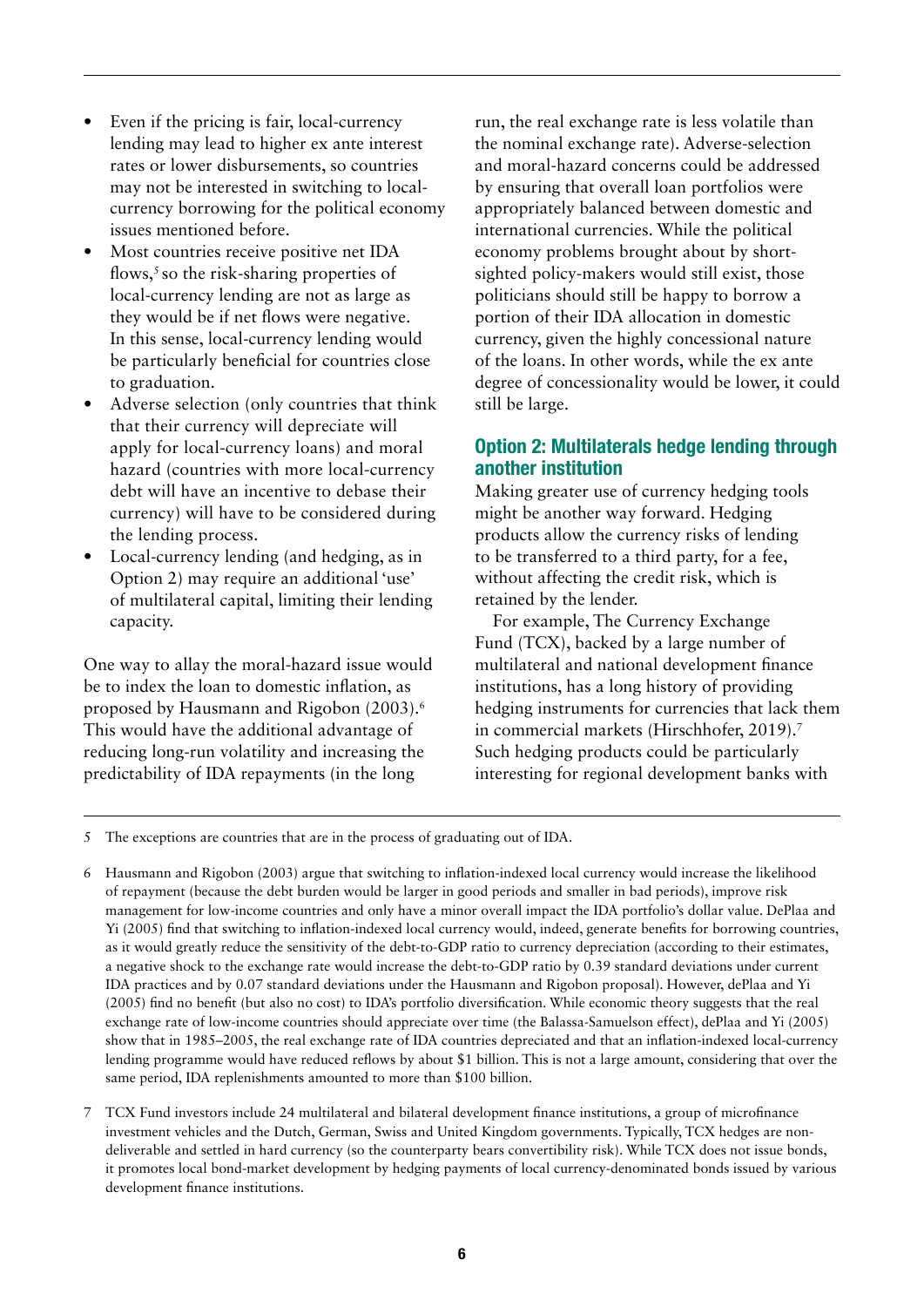- Even if the pricing is fair, local-currency lending may lead to higher ex ante interest rates or lower disbursements, so countries may not be interested in switching to local-currency borrowing for the political economy issues mentioned before.
- Most countries receive positive net IDA flows,[5] so the risk-sharing properties of local-currency lending are not as large as they would be if net flows were negative. In this sense, local-currency lending would be particularly beneficial for countries close to graduation.
- Adverse selection (only countries that think that their currency will depreciate will apply for local-currency loans) and moral hazard (countries with more local-currency debt will have an incentive to debase their currency) will have to be considered during the lending process.
- Local-currency lending (and hedging, as in Option 2) may require an additional 'use' of multilateral capital, limiting their lending capacity.

One way to allay the moral-hazard issue would be to index the loan to domestic inflation, as proposed by Hausmann and Rigobon (2003).[6] This would have the additional advantage of reducing long-run volatility and increasing the predictability of IDA repayments (in the long run, the real exchange rate is less volatile than the nominal exchange rate). Adverse-selection and moral-hazard concerns could be addressed by ensuring that overall loan portfolios were appropriately balanced between domestic and international currencies. While the political economy problems brought about by short-sighted policy-makers would still exist, those politicians should still be happy to borrow a portion of their IDA allocation in domestic currency, given the highly concessional nature of the loans. In other words, while the ex ante degree of concessionality would be lower, it could still be large.

### Option 2: Multilaterals hedge lending through another institution

Making greater use of currency hedging tools might be another way forward. Hedging products allow the currency risks of lending to be transferred to a third party, for a fee, without affecting the credit risk, which is retained by the lender.

For example, The Currency Exchange Fund (TCX), backed by a large number of multilateral and national development finance institutions, has a long history of providing hedging instruments for currencies that lack them in commercial markets (Hirschhofer, 2019).[7] Such hedging products could be particularly interesting for regional development banks with

---

5 The exceptions are countries that are in the process of graduating out of IDA.

6 Hausmann and Rigobon (2003) argue that switching to inflation-indexed local currency would increase the likelihood of repayment (because the debt burden would be larger in good periods and smaller in bad periods), improve risk management for low-income countries and only have a minor overall impact the IDA portfolio's dollar value. DePlaa and Yi (2005) find that switching to inflation-indexed local currency would, indeed, generate benefits for borrowing countries, as it would greatly reduce the sensitivity of the debt-to-GDP ratio to currency depreciation (according to their estimates, a negative shock to the exchange rate would increase the debt-to-GDP ratio by 0.39 standard deviations under current IDA practices and by 0.07 standard deviations under the Hausmann and Rigobon proposal). However, dePlaa and Yi (2005) find no benefit (but also no cost) to IDA's portfolio diversification. While economic theory suggests that the real exchange rate of low-income countries should appreciate over time (the Balassa-Samuelson effect), dePlaa and Yi (2005) show that in 1985–2005, the real exchange rate of IDA countries depreciated and that an inflation-indexed local-currency lending programme would have reduced reflows by about $1 billion. This is not a large amount, considering that over the same period, IDA replenishments amounted to more than $100 billion.

7 TCX Fund investors include 24 multilateral and bilateral development finance institutions, a group of microfinance investment vehicles and the Dutch, German, Swiss and United Kingdom governments. Typically, TCX hedges are non-deliverable and settled in hard currency (so the counterparty bears convertibility risk). While TCX does not issue bonds, it promotes local bond-market development by hedging payments of local currency-denominated bonds issued by various development finance institutions.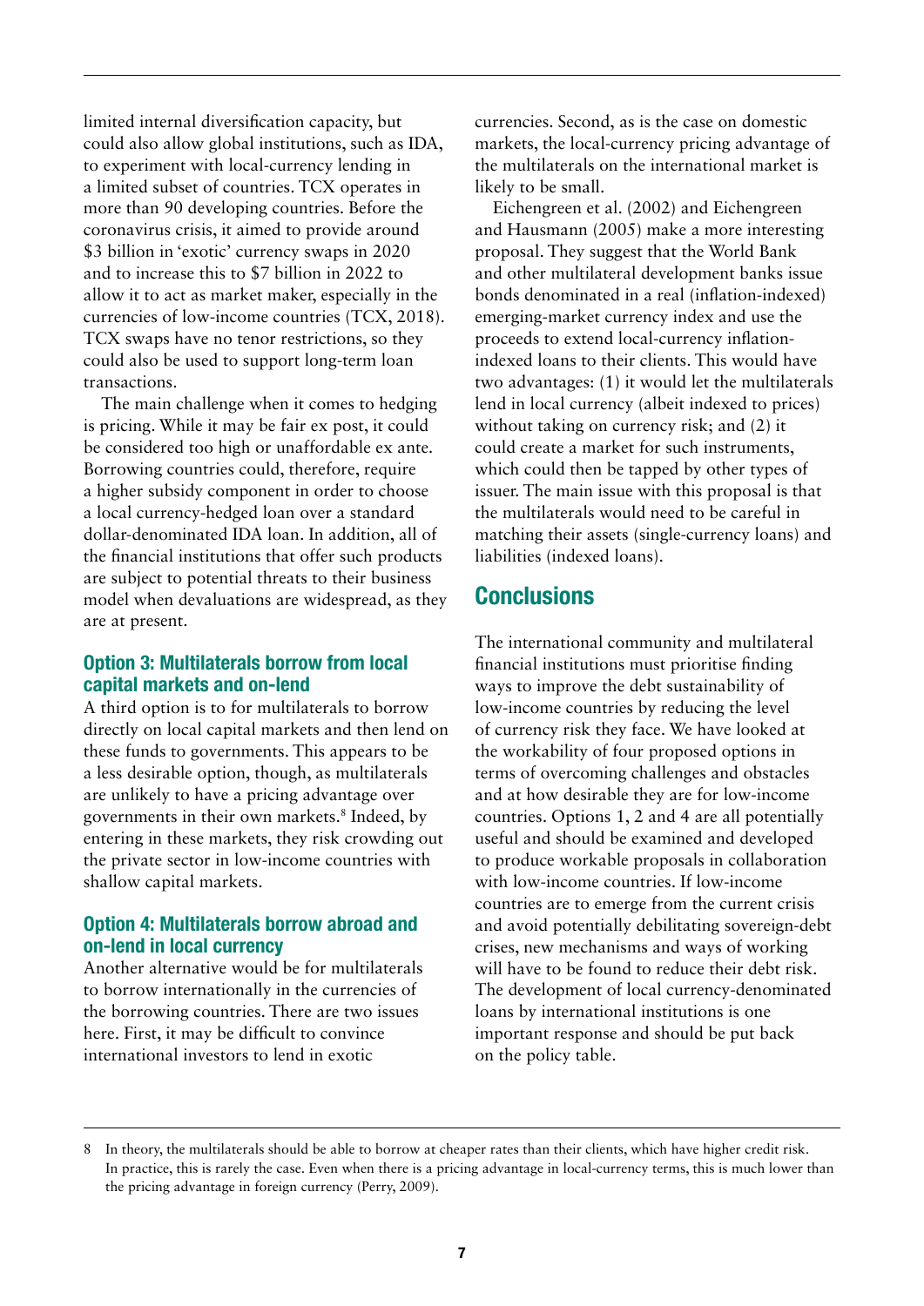limited internal diversification capacity, but could also allow global institutions, such as IDA, to experiment with local-currency lending in a limited subset of countries. TCX operates in more than 90 developing countries. Before the coronavirus crisis, it aimed to provide around $3 billion in 'exotic' currency swaps in 2020 and to increase this to $7 billion in 2022 to allow it to act as market maker, especially in the currencies of low-income countries (TCX, 2018). TCX swaps have no tenor restrictions, so they could also be used to support long-term loan transactions.

The main challenge when it comes to hedging is pricing. While it may be fair ex post, it could be considered too high or unaffordable ex ante. Borrowing countries could, therefore, require a higher subsidy component in order to choose a local currency-hedged loan over a standard dollar-denominated IDA loan. In addition, all of the financial institutions that offer such products are subject to potential threats to their business model when devaluations are widespread, as they are at present.

### Option 3: Multilaterals borrow from local capital markets and on-lend

A third option is to for multilaterals to borrow directly on local capital markets and then lend on these funds to governments. This appears to be a less desirable option, though, as multilaterals are unlikely to have a pricing advantage over governments in their own markets.[8] Indeed, by entering in these markets, they risk crowding out the private sector in low-income countries with shallow capital markets.

### Option 4: Multilaterals borrow abroad and on-lend in local currency

Another alternative would be for multilaterals to borrow internationally in the currencies of the borrowing countries. There are two issues here. First, it may be difficult to convince international investors to lend in exotic currencies. Second, as is the case on domestic markets, the local-currency pricing advantage of the multilaterals on the international market is likely to be small.

Eichengreen et al. (2002) and Eichengreen and Hausmann (2005) make a more interesting proposal. They suggest that the World Bank and other multilateral development banks issue bonds denominated in a real (inflation-indexed) emerging-market currency index and use the proceeds to extend local-currency inflation-indexed loans to their clients. This would have two advantages: (1) it would let the multilaterals lend in local currency (albeit indexed to prices) without taking on currency risk; and (2) it could create a market for such instruments, which could then be tapped by other types of issuer. The main issue with this proposal is that the multilaterals would need to be careful in matching their assets (single-currency loans) and liabilities (indexed loans).

## Conclusions

The international community and multilateral financial institutions must prioritise finding ways to improve the debt sustainability of low-income countries by reducing the level of currency risk they face. We have looked at the workability of four proposed options in terms of overcoming challenges and obstacles and at how desirable they are for low-income countries. Options 1, 2 and 4 are all potentially useful and should be examined and developed to produce workable proposals in collaboration with low-income countries. If low-income countries are to emerge from the current crisis and avoid potentially debilitating sovereign-debt crises, new mechanisms and ways of working will have to be found to reduce their debt risk. The development of local currency-denominated loans by international institutions is one important response and should be put back on the policy table.

---

8 In theory, the multilaterals should be able to borrow at cheaper rates than their clients, which have higher credit risk. In practice, this is rarely the case. Even when there is a pricing advantage in local-currency terms, this is much lower than the pricing advantage in foreign currency (Perry, 2009).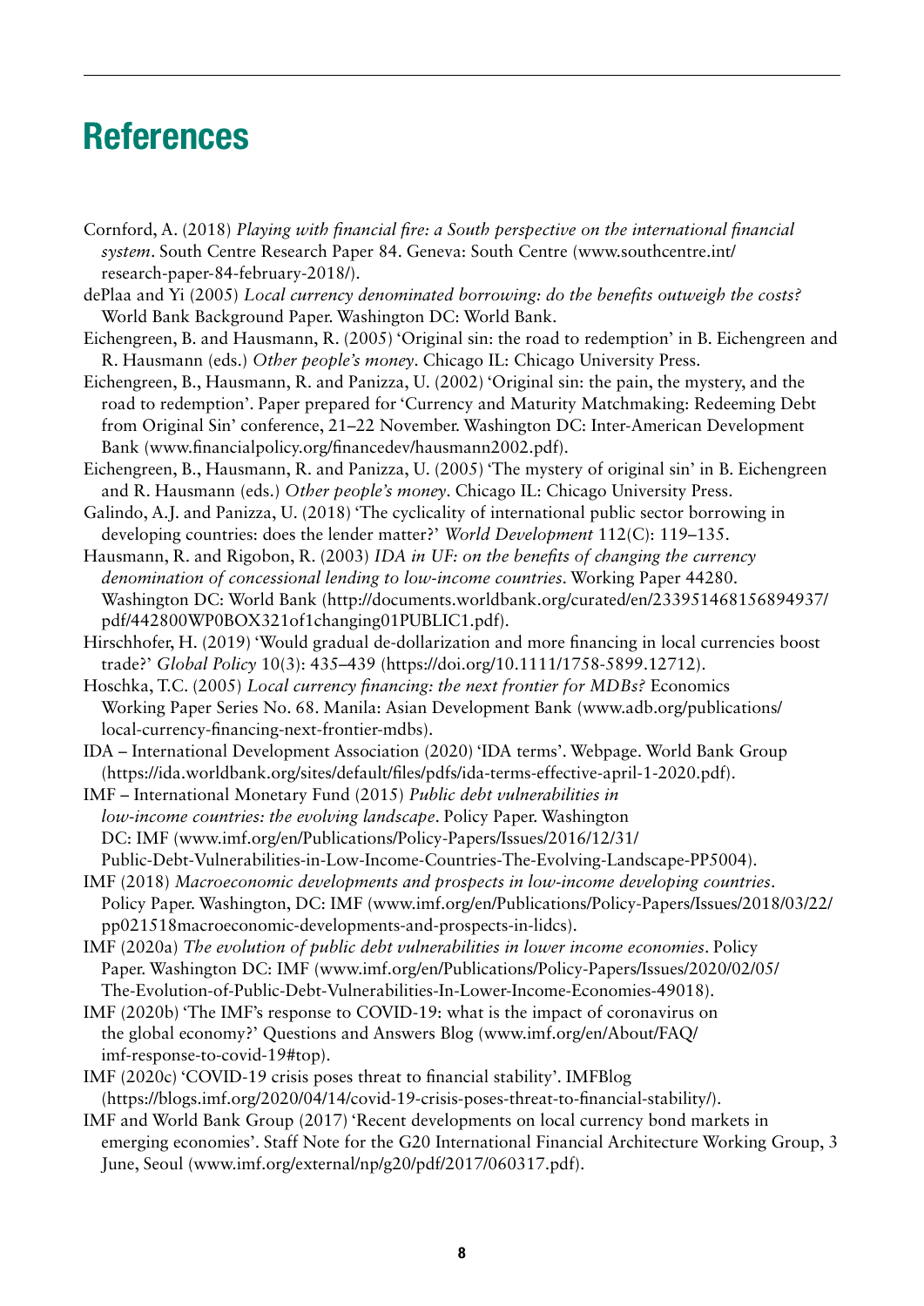# References

Cornford, A. (2018) *Playing with financial fire: a South perspective on the international financial system*. South Centre Research Paper 84. Geneva: South Centre (www.southcentre.int/research-paper-84-february-2018/).

dePlaa and Yi (2005) *Local currency denominated borrowing: do the benefits outweigh the costs?* World Bank Background Paper. Washington DC: World Bank.

Eichengreen, B. and Hausmann, R. (2005) 'Original sin: the road to redemption' in B. Eichengreen and R. Hausmann (eds.) *Other people's money*. Chicago IL: Chicago University Press.

Eichengreen, B., Hausmann, R. and Panizza, U. (2002) 'Original sin: the pain, the mystery, and the road to redemption'. Paper prepared for 'Currency and Maturity Matchmaking: Redeeming Debt from Original Sin' conference, 21–22 November. Washington DC: Inter-American Development Bank (www.financialpolicy.org/financedev/hausmann2002.pdf).

Eichengreen, B., Hausmann, R. and Panizza, U. (2005) 'The mystery of original sin' in B. Eichengreen and R. Hausmann (eds.) *Other people's money*. Chicago IL: Chicago University Press.

Galindo, A.J. and Panizza, U. (2018) 'The cyclicality of international public sector borrowing in developing countries: does the lender matter?' *World Development* 112(C): 119–135.

Hausmann, R. and Rigobon, R. (2003) *IDA in UF: on the benefits of changing the currency denomination of concessional lending to low-income countries*. Working Paper 44280. Washington DC: World Bank (http://documents.worldbank.org/curated/en/233951468156894937/pdf/442800WP0BOX321of1changing01PUBLIC1.pdf).

Hirschhofer, H. (2019) 'Would gradual de-dollarization and more financing in local currencies boost trade?' *Global Policy* 10(3): 435–439 (https://doi.org/10.1111/1758-5899.12712).

Hoschka, T.C. (2005) *Local currency financing: the next frontier for MDBs?* Economics Working Paper Series No. 68. Manila: Asian Development Bank (www.adb.org/publications/local-currency-financing-next-frontier-mdbs).

IDA – International Development Association (2020) 'IDA terms'. Webpage. World Bank Group (https://ida.worldbank.org/sites/default/files/pdfs/ida-terms-effective-april-1-2020.pdf).

IMF – International Monetary Fund (2015) *Public debt vulnerabilities in low-income countries: the evolving landscape*. Policy Paper. Washington DC: IMF (www.imf.org/en/Publications/Policy-Papers/Issues/2016/12/31/Public-Debt-Vulnerabilities-in-Low-Income-Countries-The-Evolving-Landscape-PP5004).

IMF (2018) *Macroeconomic developments and prospects in low-income developing countries*. Policy Paper. Washington, DC: IMF (www.imf.org/en/Publications/Policy-Papers/Issues/2018/03/22/pp021518macroeconomic-developments-and-prospects-in-lidcs).

IMF (2020a) *The evolution of public debt vulnerabilities in lower income economies*. Policy Paper. Washington DC: IMF (www.imf.org/en/Publications/Policy-Papers/Issues/2020/02/05/The-Evolution-of-Public-Debt-Vulnerabilities-In-Lower-Income-Economies-49018).

IMF (2020b) 'The IMF's response to COVID-19: what is the impact of coronavirus on the global economy?' Questions and Answers Blog (www.imf.org/en/About/FAQ/imf-response-to-covid-19#top).

IMF (2020c) 'COVID-19 crisis poses threat to financial stability'. IMFBlog (https://blogs.imf.org/2020/04/14/covid-19-crisis-poses-threat-to-financial-stability/).

IMF and World Bank Group (2017) 'Recent developments on local currency bond markets in emerging economies'. Staff Note for the G20 International Financial Architecture Working Group, 3 June, Seoul (www.imf.org/external/np/g20/pdf/2017/060317.pdf).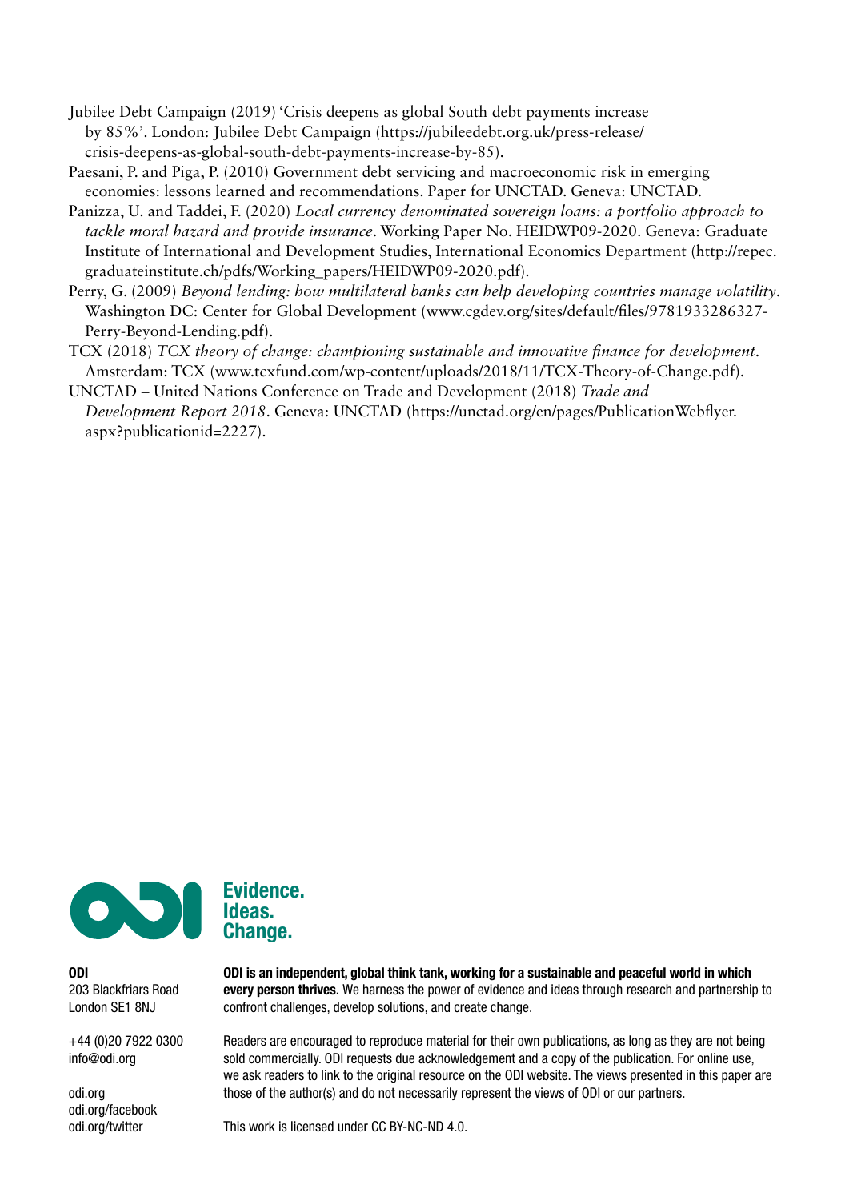Jubilee Debt Campaign (2019) 'Crisis deepens as global South debt payments increase by 85%'. London: Jubilee Debt Campaign (https://jubileedebt.org.uk/press-release/crisis-deepens-as-global-south-debt-payments-increase-by-85).

Paesani, P. and Piga, P. (2010) Government debt servicing and macroeconomic risk in emerging economies: lessons learned and recommendations. Paper for UNCTAD. Geneva: UNCTAD.

Panizza, U. and Taddei, F. (2020) *Local currency denominated sovereign loans: a portfolio approach to tackle moral hazard and provide insurance*. Working Paper No. HEIDWP09-2020. Geneva: Graduate Institute of International and Development Studies, International Economics Department (http://repec.graduateinstitute.ch/pdfs/Working_papers/HEIDWP09-2020.pdf).

Perry, G. (2009) *Beyond lending: how multilateral banks can help developing countries manage volatility*. Washington DC: Center for Global Development (www.cgdev.org/sites/default/files/9781933286327-Perry-Beyond-Lending.pdf).

TCX (2018) *TCX theory of change: championing sustainable and innovative finance for development*. Amsterdam: TCX (www.tcxfund.com/wp-content/uploads/2018/11/TCX-Theory-of-Change.pdf).

UNCTAD – United Nations Conference on Trade and Development (2018) *Trade and Development Report 2018*. Geneva: UNCTAD (https://unctad.org/en/pages/PublicationWebflyer.aspx?publicationid=2227).

**Evidence.**
**Ideas.**
**Change.**

**ODI**
203 Blackfriars Road
London SE1 8NJ

+44 (0)20 7922 0300
info@odi.org

odi.org
odi.org/facebook
odi.org/twitter

**ODI is an independent, global think tank, working for a sustainable and peaceful world in which every person thrives.** We harness the power of evidence and ideas through research and partnership to confront challenges, develop solutions, and create change.

Readers are encouraged to reproduce material for their own publications, as long as they are not being sold commercially. ODI requests due acknowledgement and a copy of the publication. For online use, we ask readers to link to the original resource on the ODI website. The views presented in this paper are those of the author(s) and do not necessarily represent the views of ODI or our partners.

This work is licensed under CC BY-NC-ND 4.0.